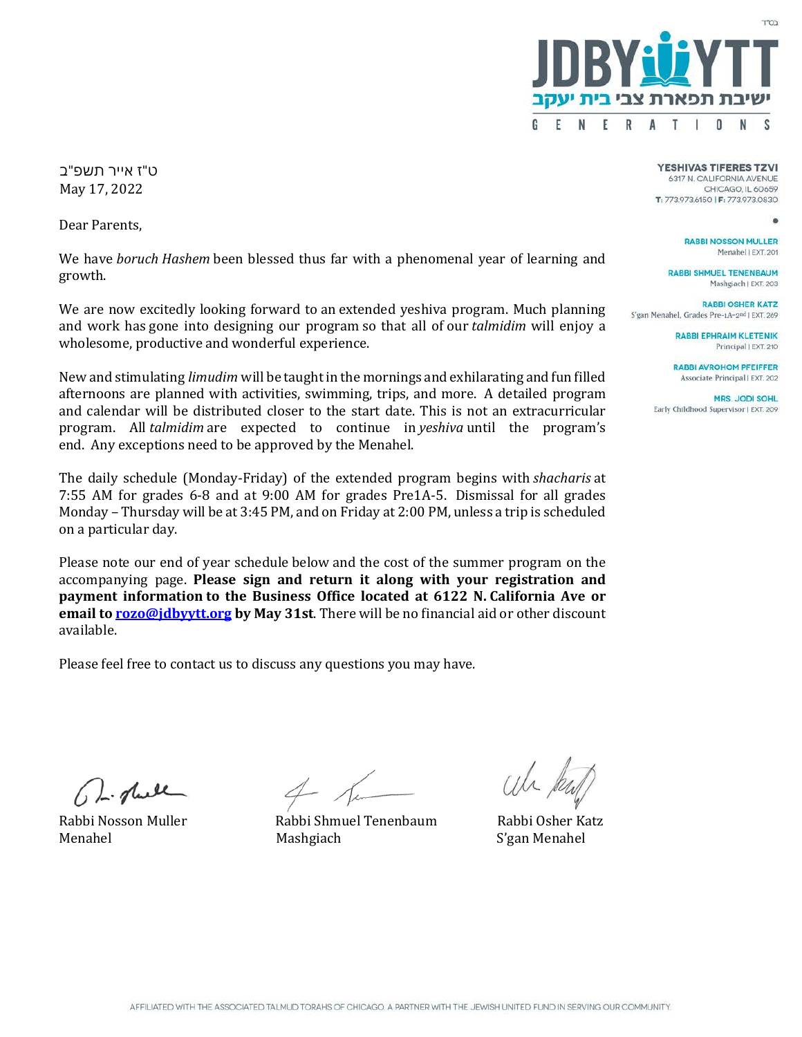בס"ד

JDBY YTT
ישיבת תפארת צבי בית יעקב
GENERATIONS

**YESHIVAS TIFERES TZVI**
6317 N. CALIFORNIA AVENUE
CHICAGO, IL 60659
T: 773.973.6150 | F: 773.973.0830

**RABBI NOSSON MULLER**
Menahel | EXT. 201

**RABBI SHMUEL TENENBAUM**
Mashgiach | EXT. 203

**RABBI OSHER KATZ**
S'gan Menahel, Grades Pre-1A-2nd | EXT. 269

**RABBI EPHRAIM KLETENIK**
Principal | EXT. 210

**RABBI AVROHOM PFEIFFER**
Associate Principal | EXT. 202

**MRS. JODI SOHL**
Early Childhood Supervisor | EXT. 209

ט"ז אייר תשפ"ב
May 17, 2022

Dear Parents,

We have *boruch Hashem* been blessed thus far with a phenomenal year of learning and growth.

We are now excitedly looking forward to an extended yeshiva program. Much planning and work has gone into designing our program so that all of our *talmidim* will enjoy a wholesome, productive and wonderful experience.

New and stimulating *limudim* will be taught in the mornings and exhilarating and fun filled afternoons are planned with activities, swimming, trips, and more. A detailed program and calendar will be distributed closer to the start date. This is not an extracurricular program. All *talmidim* are expected to continue in *yeshiva* until the program's end. Any exceptions need to be approved by the Menahel.

The daily schedule (Monday-Friday) of the extended program begins with *shacharis* at 7:55 AM for grades 6-8 and at 9:00 AM for grades Pre1A-5. Dismissal for all grades Monday – Thursday will be at 3:45 PM, and on Friday at 2:00 PM, unless a trip is scheduled on a particular day.

Please note our end of year schedule below and the cost of the summer program on the accompanying page. **Please sign and return it along with your registration and payment information to the Business Office located at 6122 N. California Ave or email to rozo@jdbyytt.org by May 31st**. There will be no financial aid or other discount available.

Please feel free to contact us to discuss any questions you may have.

Rabbi Nosson Muller
Menahel

Rabbi Shmuel Tenenbaum
Mashgiach

Rabbi Osher Katz
S'gan Menahel

AFFILIATED WITH THE ASSOCIATED TALMUD TORAHS OF CHICAGO. A PARTNER WITH THE JEWISH UNITED FUND IN SERVING OUR COMMUNITY.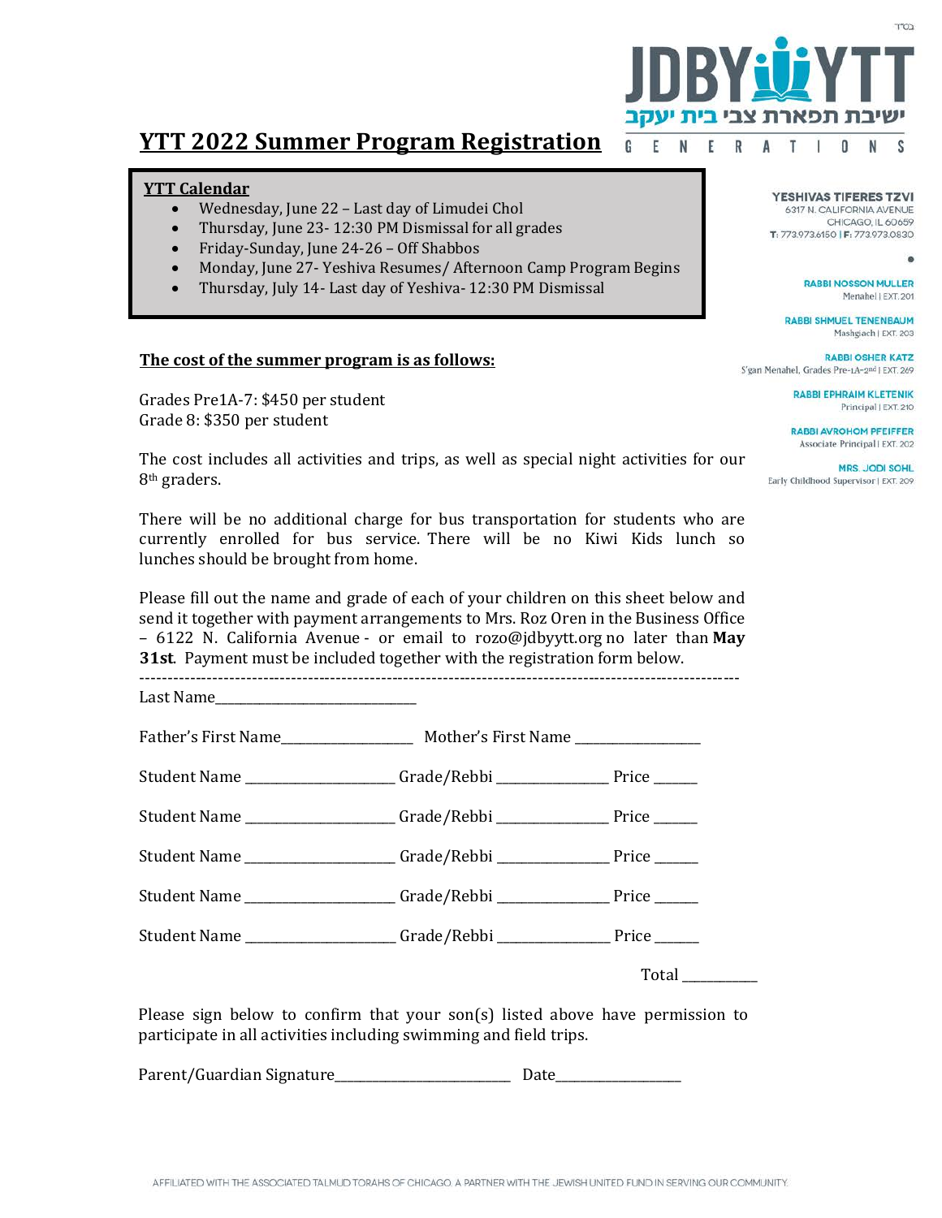בס"ד

JDBY YTT
ישיבת תפארת צבי בית יעקב
GENERATIONS

# YTT 2022 Summer Program Registration

YESHIVAS TIFERES TZVI
6317 N. CALIFORNIA AVENUE
CHICAGO, IL 60659
T: 773.973.6150 | F: 773.973.0830

RABBI NOSSON MULLER
Menahel | EXT. 201

RABBI SHMUEL TENENBAUM
Mashgiach | EXT. 203

RABBI OSHER KATZ
S'gan Menahel, Grades Pre-1A-2nd | EXT. 269

RABBI EPHRAIM KLETENIK
Principal | EXT. 210

RABBI AVROHOM PFEIFFER
Associate Principal | EXT. 202

MRS. JODI SOHL
Early Childhood Supervisor | EXT. 209

**YTT Calendar**

- Wednesday, June 22 – Last day of Limudei Chol
- Thursday, June 23- 12:30 PM Dismissal for all grades
- Friday-Sunday, June 24-26 – Off Shabbos
- Monday, June 27- Yeshiva Resumes/ Afternoon Camp Program Begins
- Thursday, July 14- Last day of Yeshiva- 12:30 PM Dismissal

**The cost of the summer program is as follows:**

Grades Pre1A-7: $450 per student
Grade 8: $350 per student

The cost includes all activities and trips, as well as special night activities for our 8th graders.

There will be no additional charge for bus transportation for students who are currently enrolled for bus service. There will be no Kiwi Kids lunch so lunches should be brought from home.

Please fill out the name and grade of each of your children on this sheet below and send it together with payment arrangements to Mrs. Roz Oren in the Business Office – 6122 N. California Avenue - or email to rozo@jdbyytt.org no later than **May 31st**. Payment must be included together with the registration form below.

---

Last Name______________________________

Father's First Name__________________ Mother's First Name _________________

Student Name _____________________ Grade/Rebbi ________________ Price ______

Student Name _____________________ Grade/Rebbi ________________ Price ______

Student Name _____________________ Grade/Rebbi ________________ Price ______

Student Name _____________________ Grade/Rebbi ________________ Price ______

Student Name _____________________ Grade/Rebbi ________________ Price ______

Total __________

Please sign below to confirm that your son(s) listed above have permission to participate in all activities including swimming and field trips.

Parent/Guardian Signature_________________________ Date_________________

AFFILIATED WITH THE ASSOCIATED TALMUD TORAHS OF CHICAGO. A PARTNER WITH THE JEWISH UNITED FUND IN SERVING OUR COMMUNITY.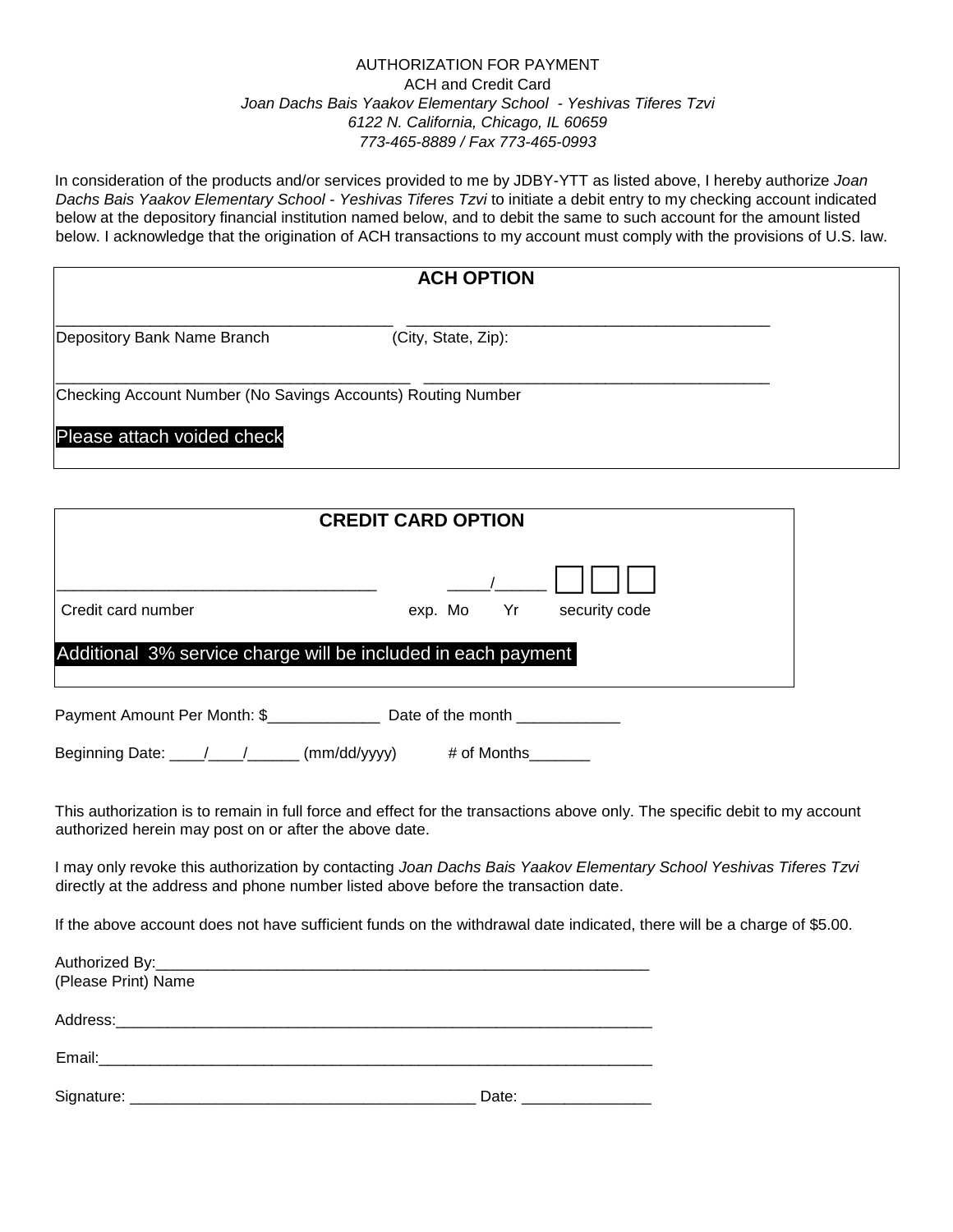AUTHORIZATION FOR PAYMENT
ACH and Credit Card
*Joan Dachs Bais Yaakov Elementary School - Yeshivas Tiferes Tzvi*
*6122 N. California, Chicago, IL 60659*
*773-465-8889 / Fax 773-465-0993*

In consideration of the products and/or services provided to me by JDBY-YTT as listed above, I hereby authorize *Joan Dachs Bais Yaakov Elementary School - Yeshivas Tiferes Tzvi* to initiate a debit entry to my checking account indicated below at the depository financial institution named below, and to debit the same to such account for the amount listed below. I acknowledge that the origination of ACH transactions to my account must comply with the provisions of U.S. law.

## ACH OPTION

\_\_\_\_\_\_\_\_\_\_\_\_\_\_\_\_\_\_\_\_\_\_\_\_\_\_\_\_\_\_\_\_\_\_\_\_\_\_ \_\_\_\_\_\_\_\_\_\_\_\_\_\_\_\_\_\_\_\_\_\_\_\_\_\_\_\_\_\_\_\_\_\_\_\_\_\_\_\_\_
Depository Bank Name Branch (City, State, Zip):

\_\_\_\_\_\_\_\_\_\_\_\_\_\_\_\_\_\_\_\_\_\_\_\_\_\_\_\_\_\_\_\_\_\_\_\_\_\_\_\_ \_\_\_\_\_\_\_\_\_\_\_\_\_\_\_\_\_\_\_\_\_\_\_\_\_\_\_\_\_\_\_\_\_\_\_\_\_\_\_
Checking Account Number (No Savings Accounts) Routing Number

**Please attach voided check**

## CREDIT CARD OPTION

\_\_\_\_\_\_\_\_\_\_\_\_\_\_\_\_\_\_\_\_\_\_\_\_\_\_\_\_\_\_\_\_\_\_\_\_\_ \_\_\_\_\_/\_\_\_\_\_ ☐☐☐
Credit card number exp. Mo Yr security code

**Additional 3% service charge will be included in each payment**

Payment Amount Per Month: $\_\_\_\_\_\_\_\_\_\_\_\_\_ Date of the month \_\_\_\_\_\_\_\_\_\_\_\_

Beginning Date: \_\_\_\_/\_\_\_\_/\_\_\_\_\_\_ (mm/dd/yyyy) # of Months\_\_\_\_\_\_\_

This authorization is to remain in full force and effect for the transactions above only. The specific debit to my account authorized herein may post on or after the above date.

I may only revoke this authorization by contacting *Joan Dachs Bais Yaakov Elementary School Yeshivas Tiferes Tzvi* directly at the address and phone number listed above before the transaction date.

If the above account does not have sufficient funds on the withdrawal date indicated, there will be a charge of $5.00.

Authorized By:\_\_\_\_\_\_\_\_\_\_\_\_\_\_\_\_\_\_\_\_\_\_\_\_\_\_\_\_\_\_\_\_\_\_\_\_\_\_\_\_\_\_\_\_\_\_\_\_\_\_\_\_\_\_\_\_\_\_\_
(Please Print) Name

Address:\_\_\_\_\_\_\_\_\_\_\_\_\_\_\_\_\_\_\_\_\_\_\_\_\_\_\_\_\_\_\_\_\_\_\_\_\_\_\_\_\_\_\_\_\_\_\_\_\_\_\_\_\_\_\_\_\_\_\_\_\_\_\_

Email:\_\_\_\_\_\_\_\_\_\_\_\_\_\_\_\_\_\_\_\_\_\_\_\_\_\_\_\_\_\_\_\_\_\_\_\_\_\_\_\_\_\_\_\_\_\_\_\_\_\_\_\_\_\_\_\_\_\_\_\_\_\_\_\_\_

Signature: \_\_\_\_\_\_\_\_\_\_\_\_\_\_\_\_\_\_\_\_\_\_\_\_\_\_\_\_\_\_\_\_\_\_\_\_\_\_\_\_ Date: \_\_\_\_\_\_\_\_\_\_\_\_\_\_\_